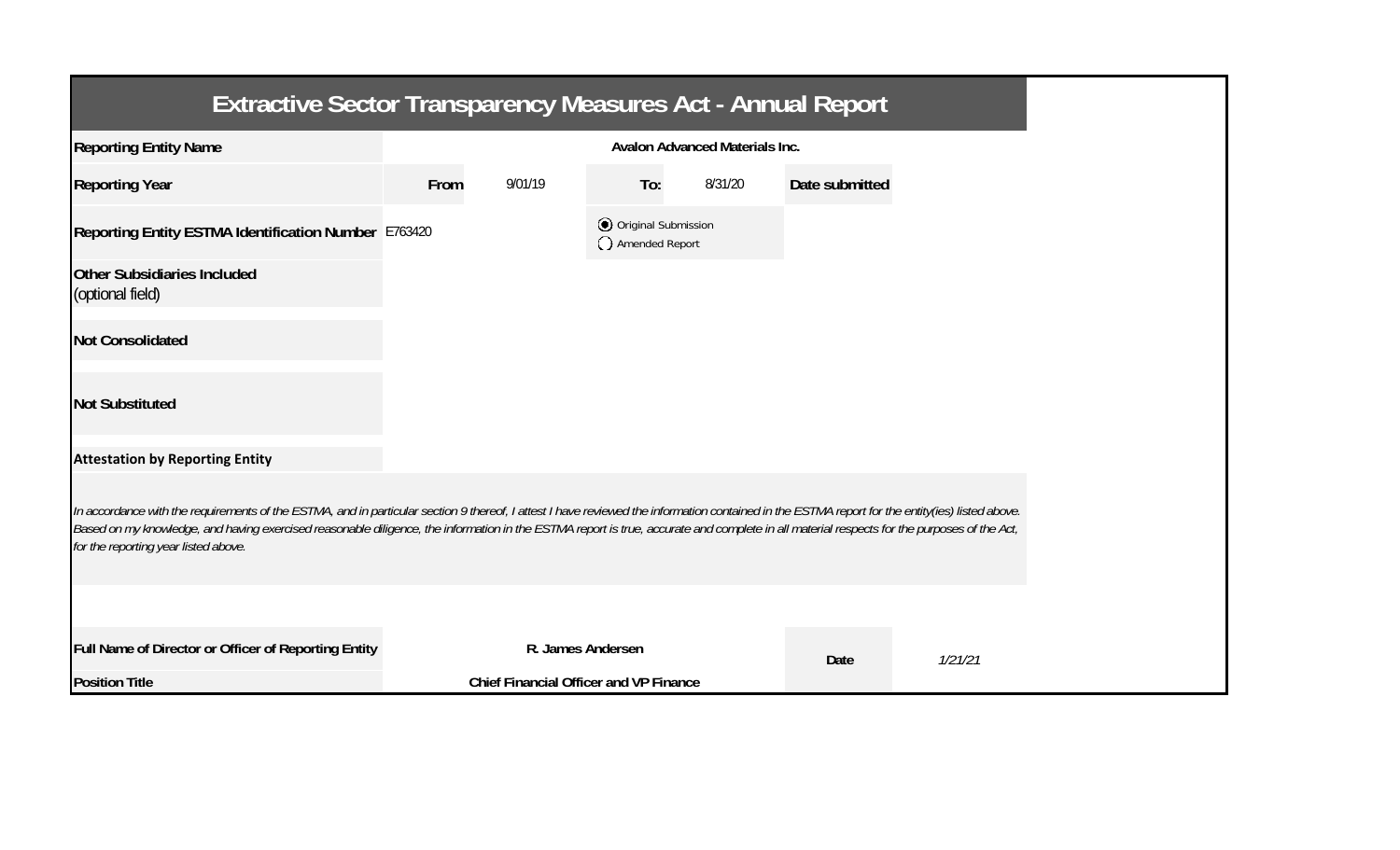# Extractive Sector Transparency Measures Act - Annual Report

| | | | | | | |
|---|---|---|---|---|---|---|
| **Reporting Entity Name** | **Avalon Advanced Materials Inc.** | | | | | |
| **Reporting Year** | **From** | 9/01/19 | **To:** | 8/31/20 | **Date submitted** | |
| **Reporting Entity ESTMA Identification Number** | E763420 | | ◉ Original Submission<br>◯ Amended Report | | | |
| **Other Subsidiaries Included** (optional field) | | | | | | |
| **Not Consolidated** | | | | | | |
| **Not Substituted** | | | | | | |

**Attestation by Reporting Entity**

*In accordance with the requirements of the ESTMA, and in particular section 9 thereof, I attest I have reviewed the information contained in the ESTMA report for the entity(ies) listed above. Based on my knowledge, and having exercised reasonable diligence, the information in the ESTMA report is true, accurate and complete in all material respects for the purposes of the Act, for the reporting year listed above.*

| | | | |
|---|---|---|---|
| **Full Name of Director or Officer of Reporting Entity** | R. James Andersen | **Date** | *1/21/21* |
| **Position Title** | **Chief Financial Officer and VP Finance** | | |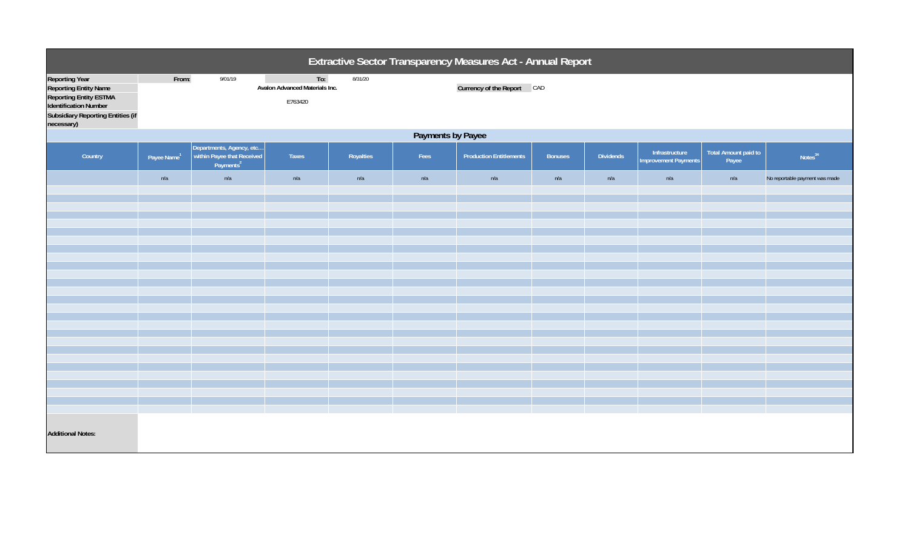# Extractive Sector Transparency Measures Act - Annual Report

| | | | |
|---|---|---|---|
| **Reporting Year** | From: 9/01/19 | To: 8/31/20 | |
| **Reporting Entity Name** | Avalon Advanced Materials Inc. | **Currency of the Report** | CAD |
| **Reporting Entity ESTMA Identification Number** | E763420 | | |
| **Subsidiary Reporting Entities (if necessary)** | | | |

## Payments by Payee

| Country | Payee Name[1] | Departments, Agency, etc… within Payee that Received Payments[2] | Taxes | Royalties | Fees | Production Entitlements | Bonuses | Dividends | Infrastructure Improvement Payments | Total Amount paid to Payee | Notes[34] |
|---|---|---|---|---|---|---|---|---|---|---|---|
| | n/a | n/a | n/a | n/a | n/a | n/a | n/a | n/a | n/a | n/a | No reportable payment was made |

**Additional Notes:**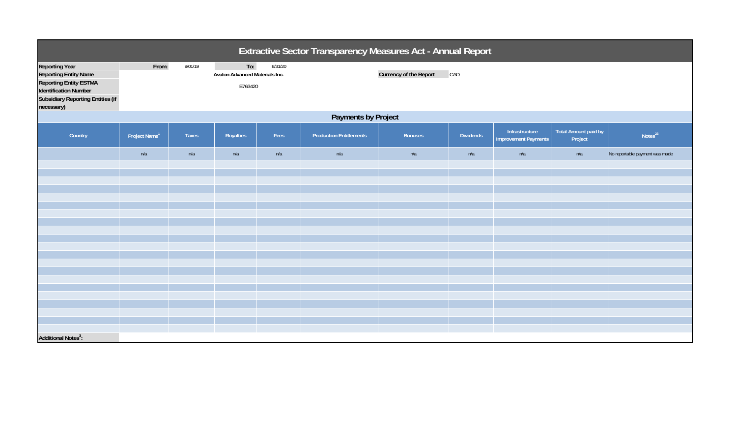# Extractive Sector Transparency Measures Act - Annual Report

| | | | | |
|---|---|---|---|---|
| **Reporting Year** | **From:** | 9/01/19 | **To:** | 8/31/20 |
| **Reporting Entity Name** | | Avalon Advanced Materials Inc. | **Currency of the Report** | CAD |
| **Reporting Entity ESTMA Identification Number** | | E763420 | | |
| **Subsidiary Reporting Entities (if necessary)** | | | | |

## Payments by Project

| Country | Project Name[1] | Taxes | Royalties | Fees | Production Entitlements | Bonuses | Dividends | Infrastructure Improvement Payments | Total Amount paid by Project | Notes[23] |
|---|---|---|---|---|---|---|---|---|---|---|
| | n/a | n/a | n/a | n/a | n/a | n/a | n/a | n/a | n/a | No reportable payment was made |

**Additional Notes[3]:**